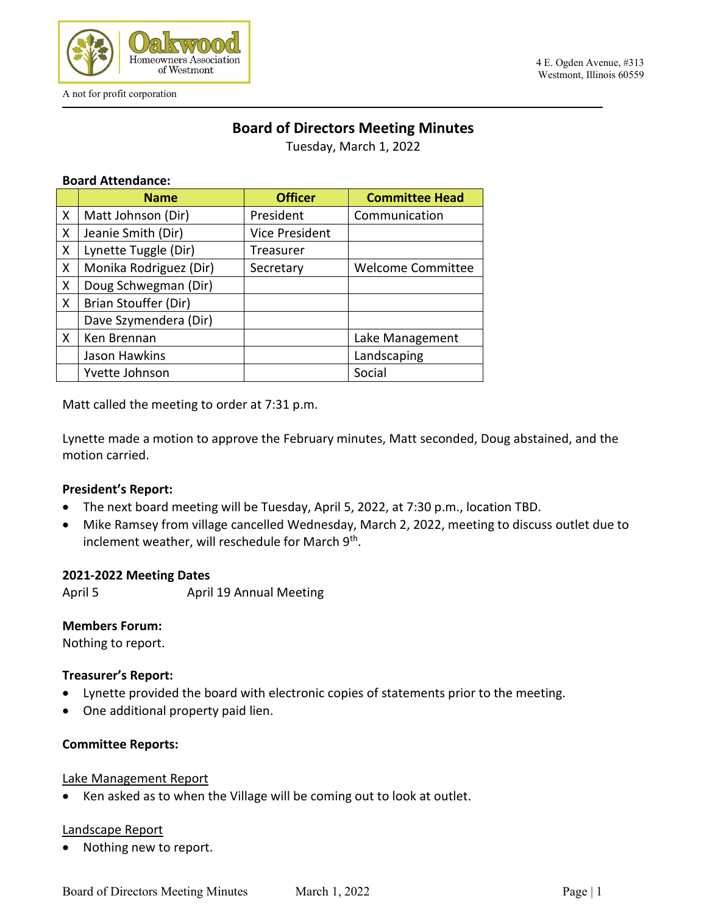Oakwood Homeowners Association of Westmont

A not for profit corporation

4 E. Ogden Avenue, #313
Westmont, Illinois 60559

# Board of Directors Meeting Minutes

Tuesday, March 1, 2022

**Board Attendance:**

| | Name | Officer | Committee Head |
|---|---|---|---|
| X | Matt Johnson (Dir) | President | Communication |
| X | Jeanie Smith (Dir) | Vice President | |
| X | Lynette Tuggle (Dir) | Treasurer | |
| X | Monika Rodriguez (Dir) | Secretary | Welcome Committee |
| X | Doug Schwegman (Dir) | | |
| X | Brian Stouffer (Dir) | | |
| | Dave Szymendera (Dir) | | |
| X | Ken Brennan | | Lake Management |
| | Jason Hawkins | | Landscaping |
| | Yvette Johnson | | Social |

Matt called the meeting to order at 7:31 p.m.

Lynette made a motion to approve the February minutes, Matt seconded, Doug abstained, and the motion carried.

**President's Report:**

- The next board meeting will be Tuesday, April 5, 2022, at 7:30 p.m., location TBD.
- Mike Ramsey from village cancelled Wednesday, March 2, 2022, meeting to discuss outlet due to inclement weather, will reschedule for March 9th.

**2021-2022 Meeting Dates**

April 5 April 19 Annual Meeting

**Members Forum:**

Nothing to report.

**Treasurer's Report:**

- Lynette provided the board with electronic copies of statements prior to the meeting.
- One additional property paid lien.

**Committee Reports:**

Lake Management Report

- Ken asked as to when the Village will be coming out to look at outlet.

Landscape Report

- Nothing new to report.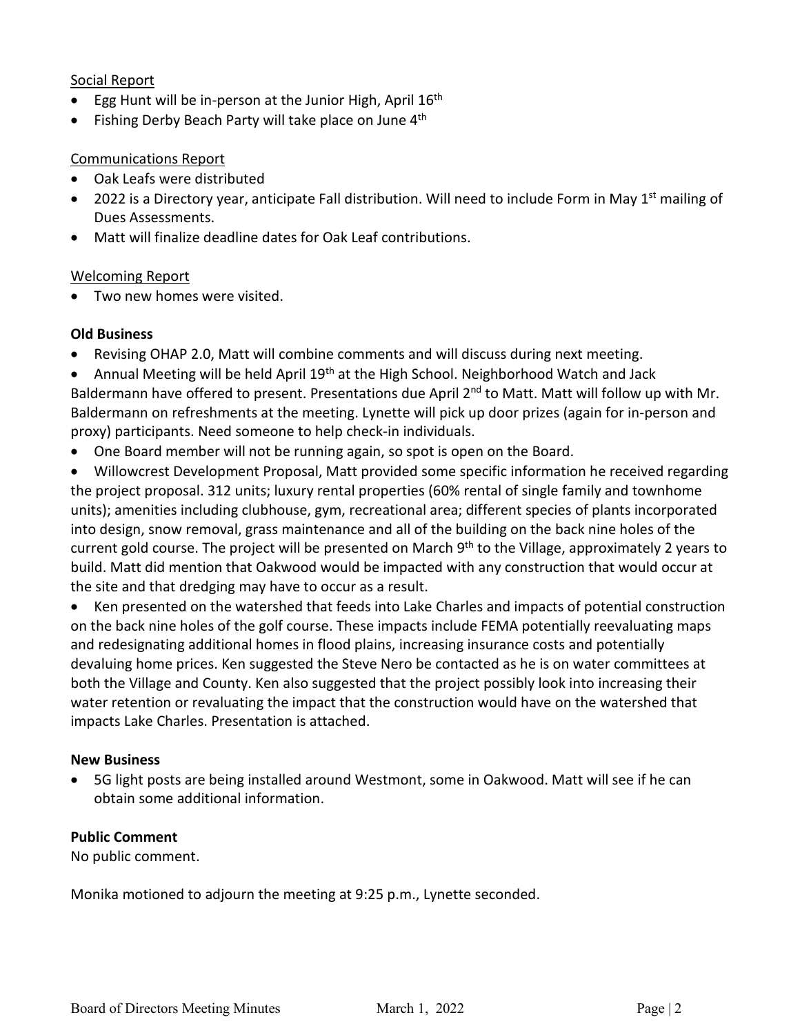Social Report

- Egg Hunt will be in-person at the Junior High, April 16th
- Fishing Derby Beach Party will take place on June 4th

Communications Report

- Oak Leafs were distributed
- 2022 is a Directory year, anticipate Fall distribution. Will need to include Form in May 1st mailing of Dues Assessments.
- Matt will finalize deadline dates for Oak Leaf contributions.

Welcoming Report

- Two new homes were visited.

**Old Business**

- Revising OHAP 2.0, Matt will combine comments and will discuss during next meeting.
- Annual Meeting will be held April 19th at the High School. Neighborhood Watch and Jack Baldermann have offered to present. Presentations due April 2nd to Matt. Matt will follow up with Mr. Baldermann on refreshments at the meeting. Lynette will pick up door prizes (again for in-person and proxy) participants. Need someone to help check-in individuals.
- One Board member will not be running again, so spot is open on the Board.
- Willowcrest Development Proposal, Matt provided some specific information he received regarding the project proposal. 312 units; luxury rental properties (60% rental of single family and townhome units); amenities including clubhouse, gym, recreational area; different species of plants incorporated into design, snow removal, grass maintenance and all of the building on the back nine holes of the current gold course. The project will be presented on March 9th to the Village, approximately 2 years to build. Matt did mention that Oakwood would be impacted with any construction that would occur at the site and that dredging may have to occur as a result.
- Ken presented on the watershed that feeds into Lake Charles and impacts of potential construction on the back nine holes of the golf course. These impacts include FEMA potentially reevaluating maps and redesignating additional homes in flood plains, increasing insurance costs and potentially devaluing home prices. Ken suggested the Steve Nero be contacted as he is on water committees at both the Village and County. Ken also suggested that the project possibly look into increasing their water retention or revaluating the impact that the construction would have on the watershed that impacts Lake Charles. Presentation is attached.

**New Business**

- 5G light posts are being installed around Westmont, some in Oakwood. Matt will see if he can obtain some additional information.

**Public Comment**

No public comment.

Monika motioned to adjourn the meeting at 9:25 p.m., Lynette seconded.